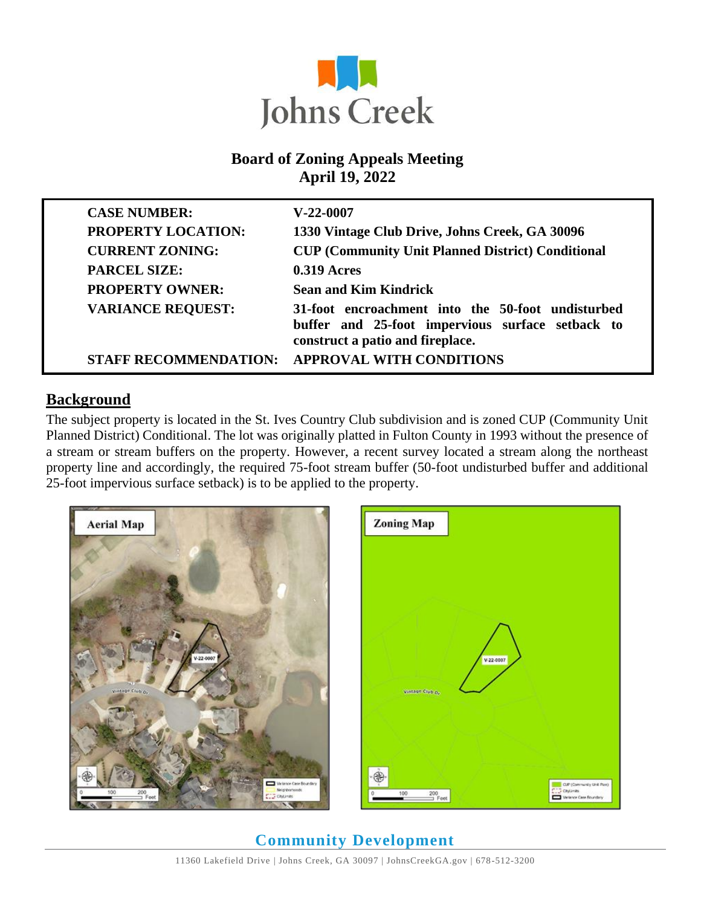# Johns Creek

## Board of Zoning Appeals Meeting
## April 19, 2022

| | |
|---|---|
| **CASE NUMBER:** | **V-22-0007** |
| **PROPERTY LOCATION:** | **1330 Vintage Club Drive, Johns Creek, GA 30096** |
| **CURRENT ZONING:** | **CUP (Community Unit Planned District) Conditional** |
| **PARCEL SIZE:** | **0.319 Acres** |
| **PROPERTY OWNER:** | **Sean and Kim Kindrick** |
| **VARIANCE REQUEST:** | **31-foot encroachment into the 50-foot undisturbed buffer and 25-foot impervious surface setback to construct a patio and fireplace.** |
| **STAFF RECOMMENDATION:** | **APPROVAL WITH CONDITIONS** |

## Background

The subject property is located in the St. Ives Country Club subdivision and is zoned CUP (Community Unit Planned District) Conditional. The lot was originally platted in Fulton County in 1993 without the presence of a stream or stream buffers on the property. However, a recent survey located a stream along the northeast property line and accordingly, the required 75-foot stream buffer (50-foot undisturbed buffer and additional 25-foot impervious surface setback) is to be applied to the property.

**Aerial Map**

**Zoning Map**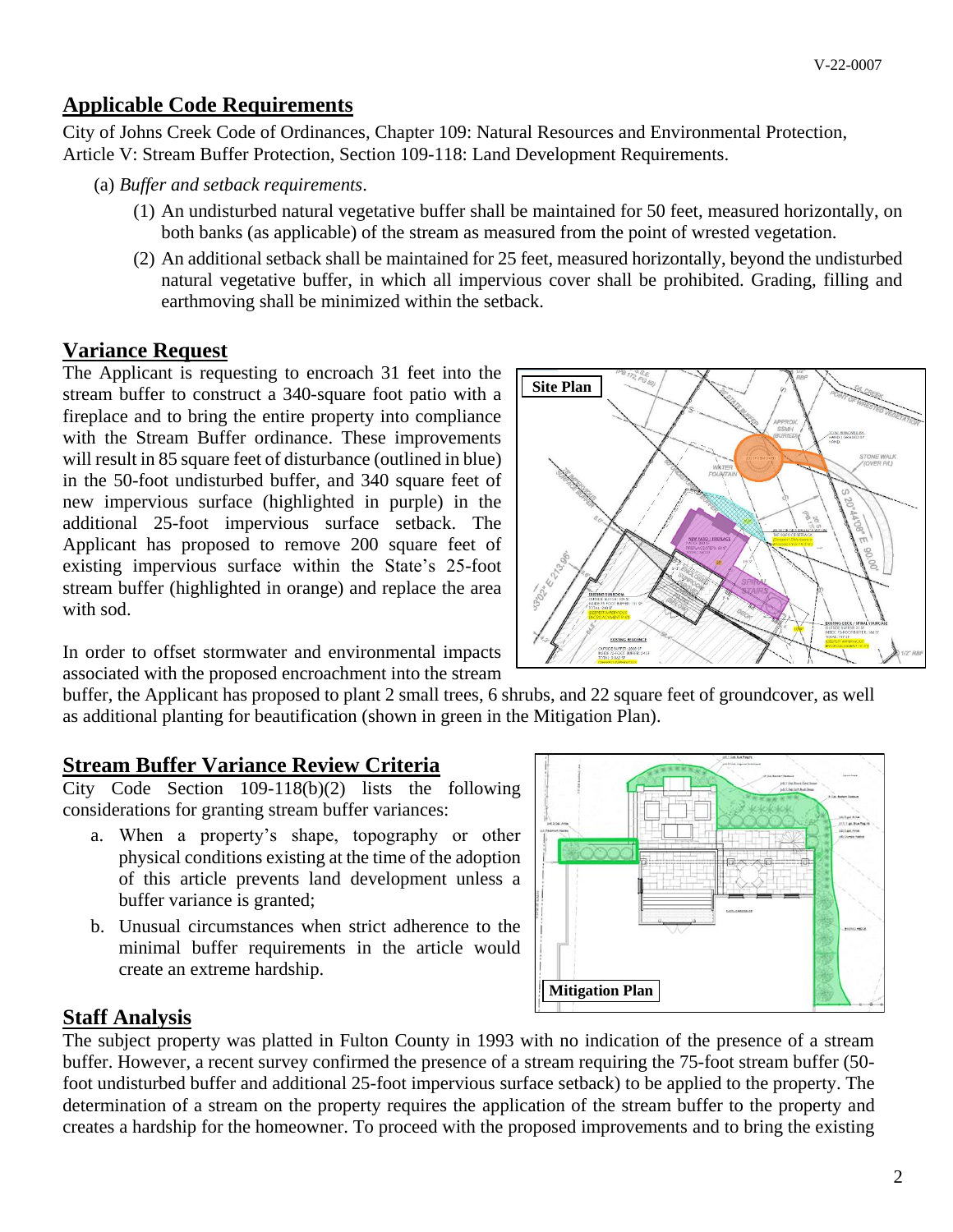## Applicable Code Requirements

City of Johns Creek Code of Ordinances, Chapter 109: Natural Resources and Environmental Protection, Article V: Stream Buffer Protection, Section 109-118: Land Development Requirements.

(a) *Buffer and setback requirements*.

(1) An undisturbed natural vegetative buffer shall be maintained for 50 feet, measured horizontally, on both banks (as applicable) of the stream as measured from the point of wrested vegetation.

(2) An additional setback shall be maintained for 25 feet, measured horizontally, beyond the undisturbed natural vegetative buffer, in which all impervious cover shall be prohibited. Grading, filling and earthmoving shall be minimized within the setback.

## Variance Request

The Applicant is requesting to encroach 31 feet into the stream buffer to construct a 340-square foot patio with a fireplace and to bring the entire property into compliance with the Stream Buffer ordinance. These improvements will result in 85 square feet of disturbance (outlined in blue) in the 50-foot undisturbed buffer, and 340 square feet of new impervious surface (highlighted in purple) in the additional 25-foot impervious surface setback. The Applicant has proposed to remove 200 square feet of existing impervious surface within the State's 25-foot stream buffer (highlighted in orange) and replace the area with sod.

Site Plan

In order to offset stormwater and environmental impacts associated with the proposed encroachment into the stream buffer, the Applicant has proposed to plant 2 small trees, 6 shrubs, and 22 square feet of groundcover, as well as additional planting for beautification (shown in green in the Mitigation Plan).

## Stream Buffer Variance Review Criteria

City Code Section 109-118(b)(2) lists the following considerations for granting stream buffer variances:

a. When a property's shape, topography or other physical conditions existing at the time of the adoption of this article prevents land development unless a buffer variance is granted;

b. Unusual circumstances when strict adherence to the minimal buffer requirements in the article would create an extreme hardship.

Mitigation Plan

## Staff Analysis

The subject property was platted in Fulton County in 1993 with no indication of the presence of a stream buffer. However, a recent survey confirmed the presence of a stream requiring the 75-foot stream buffer (50-foot undisturbed buffer and additional 25-foot impervious surface setback) to be applied to the property. The determination of a stream on the property requires the application of the stream buffer to the property and creates a hardship for the homeowner. To proceed with the proposed improvements and to bring the existing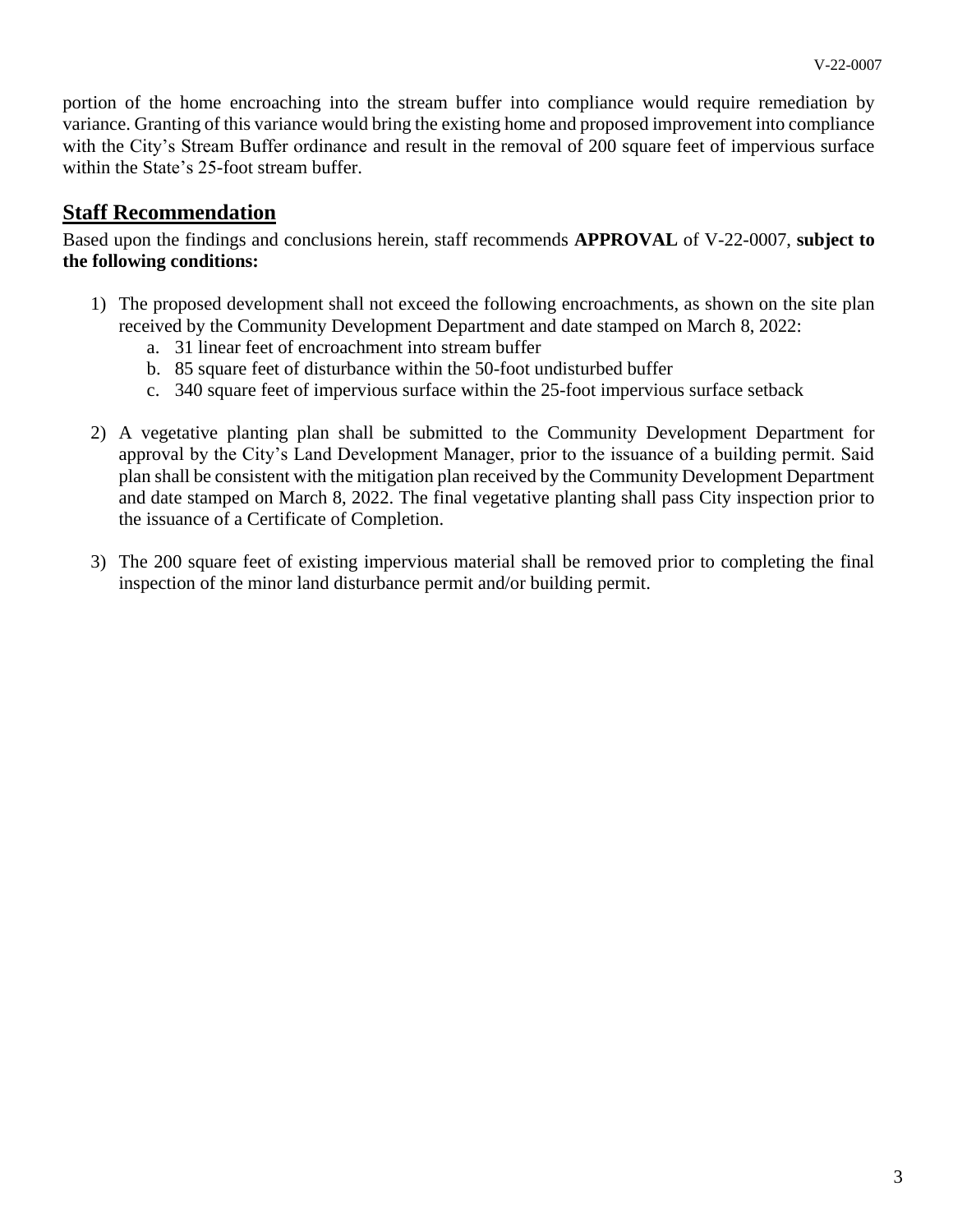portion of the home encroaching into the stream buffer into compliance would require remediation by variance. Granting of this variance would bring the existing home and proposed improvement into compliance with the City's Stream Buffer ordinance and result in the removal of 200 square feet of impervious surface within the State's 25-foot stream buffer.

## Staff Recommendation

Based upon the findings and conclusions herein, staff recommends **APPROVAL** of V-22-0007, **subject to the following conditions:**

1) The proposed development shall not exceed the following encroachments, as shown on the site plan received by the Community Development Department and date stamped on March 8, 2022:
   a. 31 linear feet of encroachment into stream buffer
   b. 85 square feet of disturbance within the 50-foot undisturbed buffer
   c. 340 square feet of impervious surface within the 25-foot impervious surface setback

2) A vegetative planting plan shall be submitted to the Community Development Department for approval by the City's Land Development Manager, prior to the issuance of a building permit. Said plan shall be consistent with the mitigation plan received by the Community Development Department and date stamped on March 8, 2022. The final vegetative planting shall pass City inspection prior to the issuance of a Certificate of Completion.

3) The 200 square feet of existing impervious material shall be removed prior to completing the final inspection of the minor land disturbance permit and/or building permit.